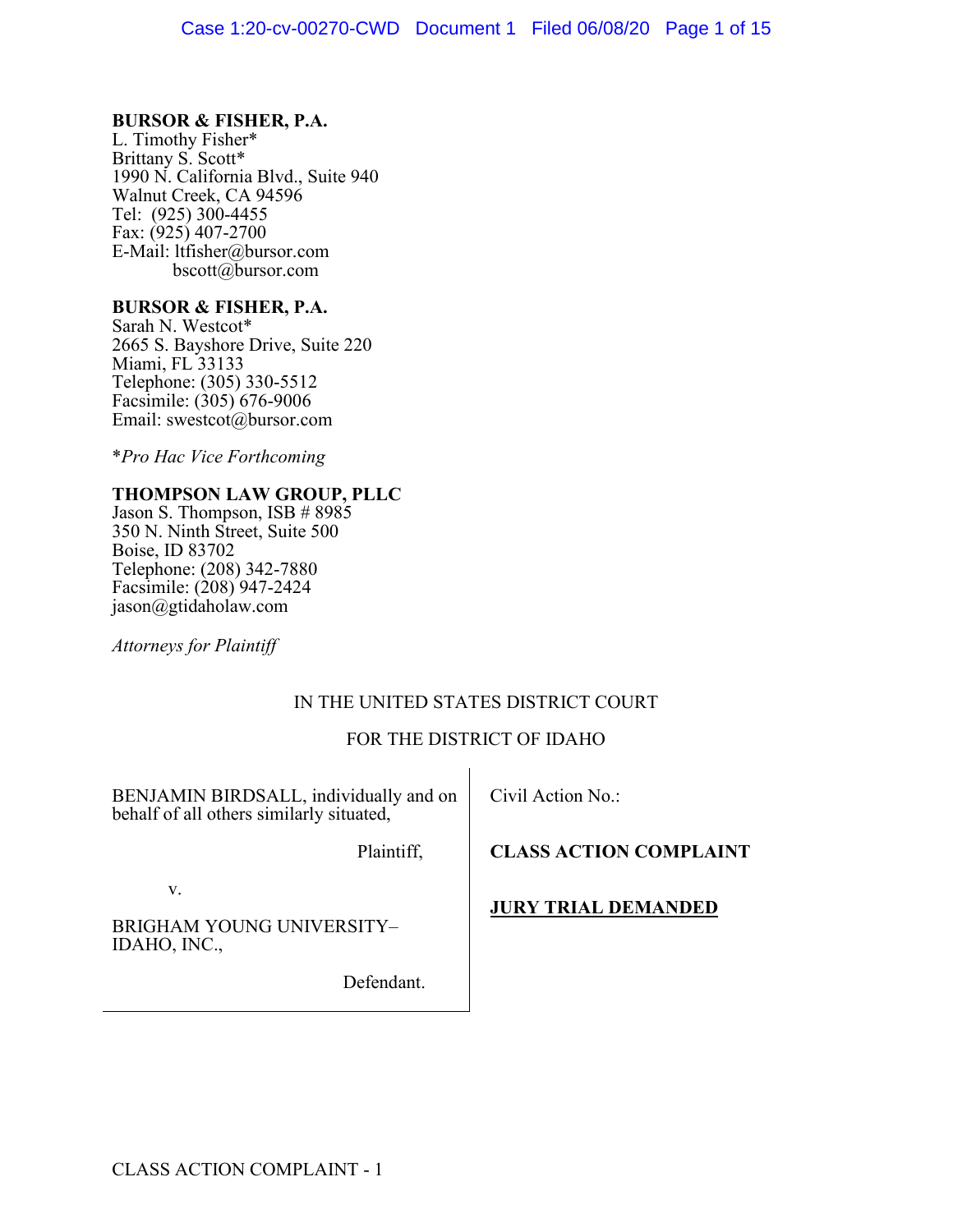**BURSOR & FISHER, P.A.**
L. Timothy Fisher*
Brittany S. Scott*
1990 N. California Blvd., Suite 940
Walnut Creek, CA 94596
Tel: (925) 300-4455
Fax: (925) 407-2700
E-Mail: ltfisher@bursor.com
bscott@bursor.com

**BURSOR & FISHER, P.A.**
Sarah N. Westcot*
2665 S. Bayshore Drive, Suite 220
Miami, FL 33133
Telephone: (305) 330-5512
Facsimile: (305) 676-9006
Email: swestcot@bursor.com

**Pro Hac Vice Forthcoming*

**THOMPSON LAW GROUP, PLLC**
Jason S. Thompson, ISB # 8985
350 N. Ninth Street, Suite 500
Boise, ID 83702
Telephone: (208) 342-7880
Facsimile: (208) 947-2424
jason@gtidaholaw.com

*Attorneys for Plaintiff*

IN THE UNITED STATES DISTRICT COURT

FOR THE DISTRICT OF IDAHO

| | |
|---|---|
| BENJAMIN BIRDSALL, individually and on behalf of all others similarly situated,<br><br>Plaintiff,<br><br>v.<br><br>BRIGHAM YOUNG UNIVERSITY–IDAHO, INC.,<br><br>Defendant. | Civil Action No.:<br><br>**CLASS ACTION COMPLAINT**<br><br>**JURY TRIAL DEMANDED** |

CLASS ACTION COMPLAINT - 1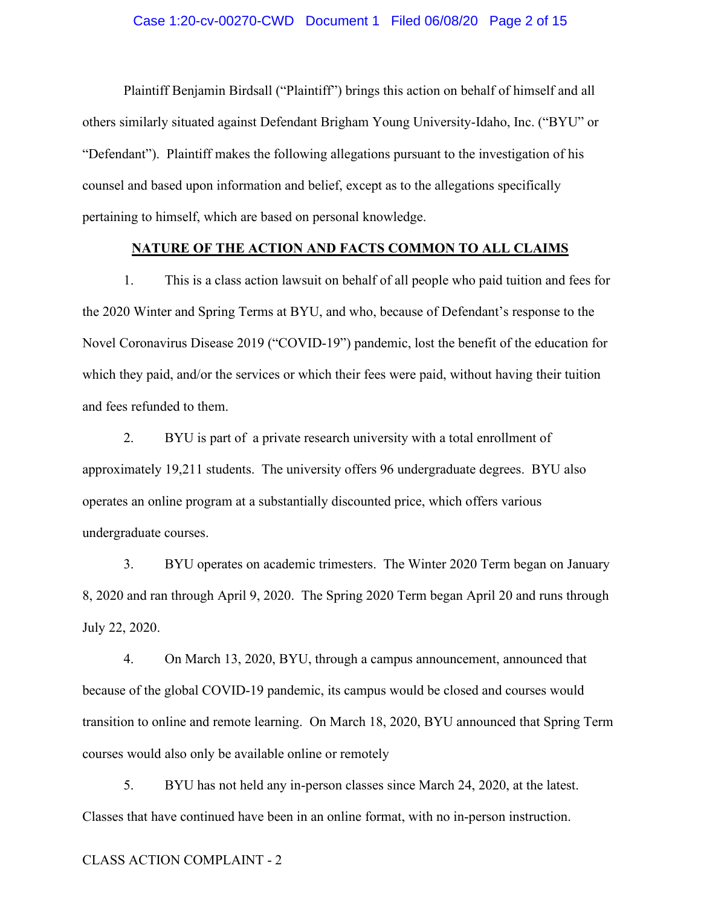Plaintiff Benjamin Birdsall ("Plaintiff") brings this action on behalf of himself and all others similarly situated against Defendant Brigham Young University-Idaho, Inc. ("BYU" or "Defendant"). Plaintiff makes the following allegations pursuant to the investigation of his counsel and based upon information and belief, except as to the allegations specifically pertaining to himself, which are based on personal knowledge.

## NATURE OF THE ACTION AND FACTS COMMON TO ALL CLAIMS

1. This is a class action lawsuit on behalf of all people who paid tuition and fees for the 2020 Winter and Spring Terms at BYU, and who, because of Defendant's response to the Novel Coronavirus Disease 2019 ("COVID-19") pandemic, lost the benefit of the education for which they paid, and/or the services or which their fees were paid, without having their tuition and fees refunded to them.

2. BYU is part of a private research university with a total enrollment of approximately 19,211 students. The university offers 96 undergraduate degrees. BYU also operates an online program at a substantially discounted price, which offers various undergraduate courses.

3. BYU operates on academic trimesters. The Winter 2020 Term began on January 8, 2020 and ran through April 9, 2020. The Spring 2020 Term began April 20 and runs through July 22, 2020.

4. On March 13, 2020, BYU, through a campus announcement, announced that because of the global COVID-19 pandemic, its campus would be closed and courses would transition to online and remote learning. On March 18, 2020, BYU announced that Spring Term courses would also only be available online or remotely

5. BYU has not held any in-person classes since March 24, 2020, at the latest. Classes that have continued have been in an online format, with no in-person instruction.

CLASS ACTION COMPLAINT - 2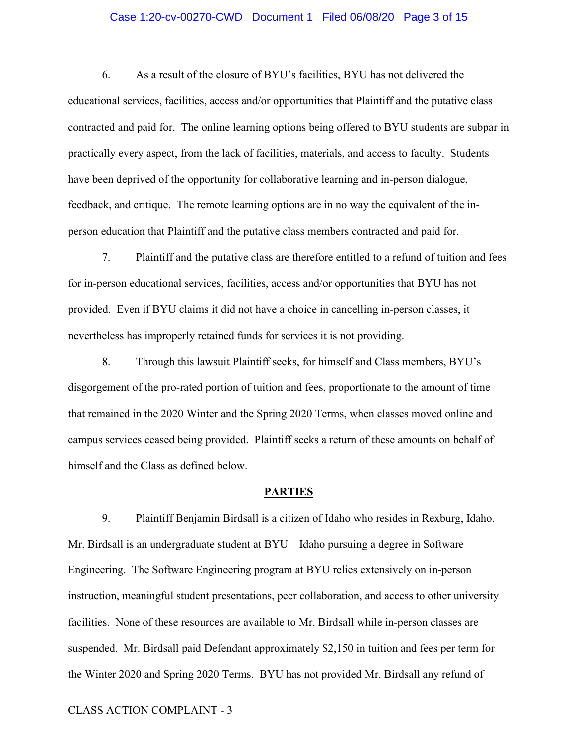6. As a result of the closure of BYU's facilities, BYU has not delivered the educational services, facilities, access and/or opportunities that Plaintiff and the putative class contracted and paid for. The online learning options being offered to BYU students are subpar in practically every aspect, from the lack of facilities, materials, and access to faculty. Students have been deprived of the opportunity for collaborative learning and in-person dialogue, feedback, and critique. The remote learning options are in no way the equivalent of the in-person education that Plaintiff and the putative class members contracted and paid for.

7. Plaintiff and the putative class are therefore entitled to a refund of tuition and fees for in-person educational services, facilities, access and/or opportunities that BYU has not provided. Even if BYU claims it did not have a choice in cancelling in-person classes, it nevertheless has improperly retained funds for services it is not providing.

8. Through this lawsuit Plaintiff seeks, for himself and Class members, BYU's disgorgement of the pro-rated portion of tuition and fees, proportionate to the amount of time that remained in the 2020 Winter and the Spring 2020 Terms, when classes moved online and campus services ceased being provided. Plaintiff seeks a return of these amounts on behalf of himself and the Class as defined below.

## PARTIES

9. Plaintiff Benjamin Birdsall is a citizen of Idaho who resides in Rexburg, Idaho. Mr. Birdsall is an undergraduate student at BYU – Idaho pursuing a degree in Software Engineering. The Software Engineering program at BYU relies extensively on in-person instruction, meaningful student presentations, peer collaboration, and access to other university facilities. None of these resources are available to Mr. Birdsall while in-person classes are suspended. Mr. Birdsall paid Defendant approximately $2,150 in tuition and fees per term for the Winter 2020 and Spring 2020 Terms. BYU has not provided Mr. Birdsall any refund of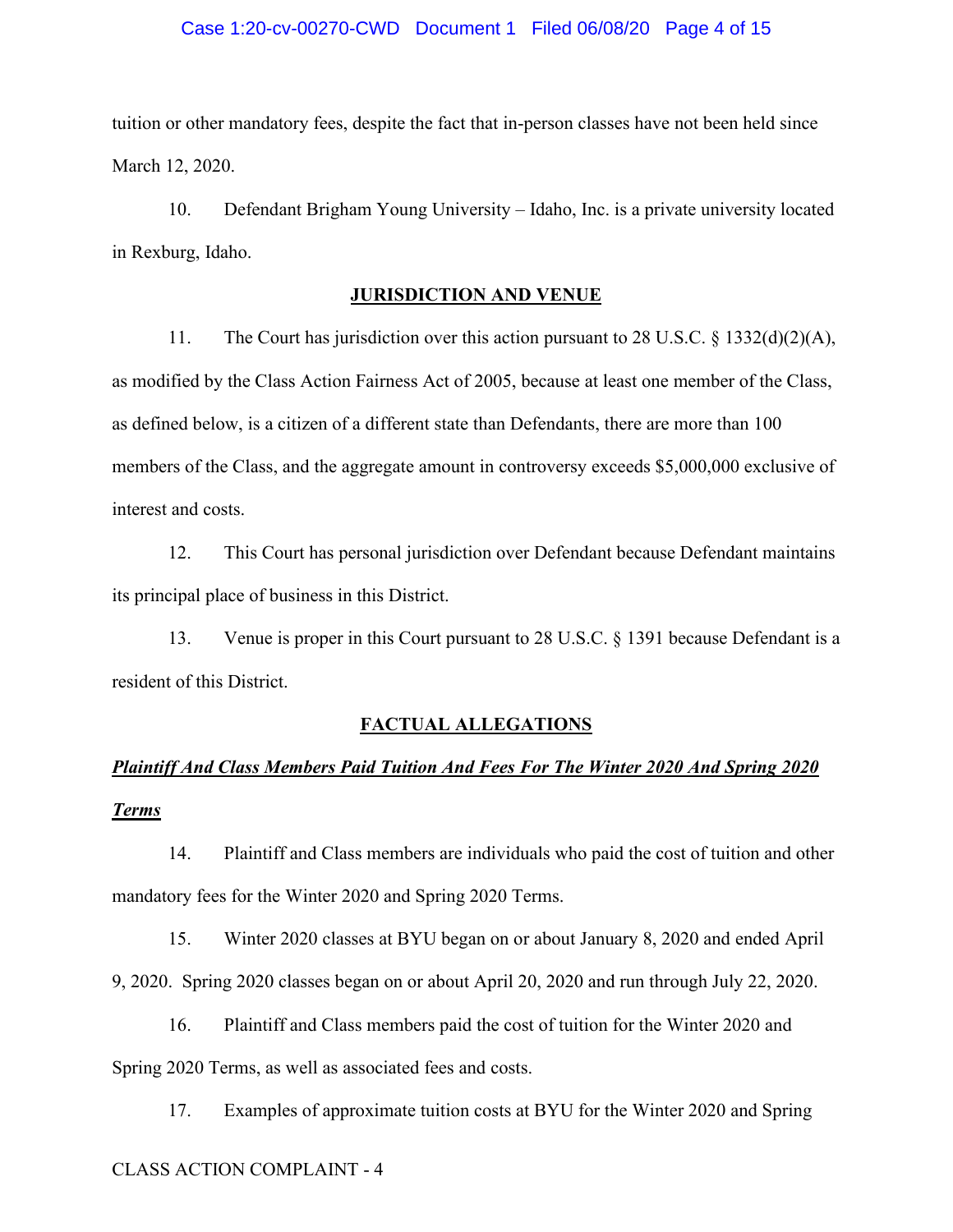tuition or other mandatory fees, despite the fact that in-person classes have not been held since March 12, 2020.

10. Defendant Brigham Young University – Idaho, Inc. is a private university located in Rexburg, Idaho.

## JURISDICTION AND VENUE

11. The Court has jurisdiction over this action pursuant to 28 U.S.C. § 1332(d)(2)(A), as modified by the Class Action Fairness Act of 2005, because at least one member of the Class, as defined below, is a citizen of a different state than Defendants, there are more than 100 members of the Class, and the aggregate amount in controversy exceeds $5,000,000 exclusive of interest and costs.

12. This Court has personal jurisdiction over Defendant because Defendant maintains its principal place of business in this District.

13. Venue is proper in this Court pursuant to 28 U.S.C. § 1391 because Defendant is a resident of this District.

## FACTUAL ALLEGATIONS

### ***Plaintiff And Class Members Paid Tuition And Fees For The Winter 2020 And Spring 2020 Terms***

14. Plaintiff and Class members are individuals who paid the cost of tuition and other mandatory fees for the Winter 2020 and Spring 2020 Terms.

15. Winter 2020 classes at BYU began on or about January 8, 2020 and ended April 9, 2020. Spring 2020 classes began on or about April 20, 2020 and run through July 22, 2020.

16. Plaintiff and Class members paid the cost of tuition for the Winter 2020 and Spring 2020 Terms, as well as associated fees and costs.

17. Examples of approximate tuition costs at BYU for the Winter 2020 and Spring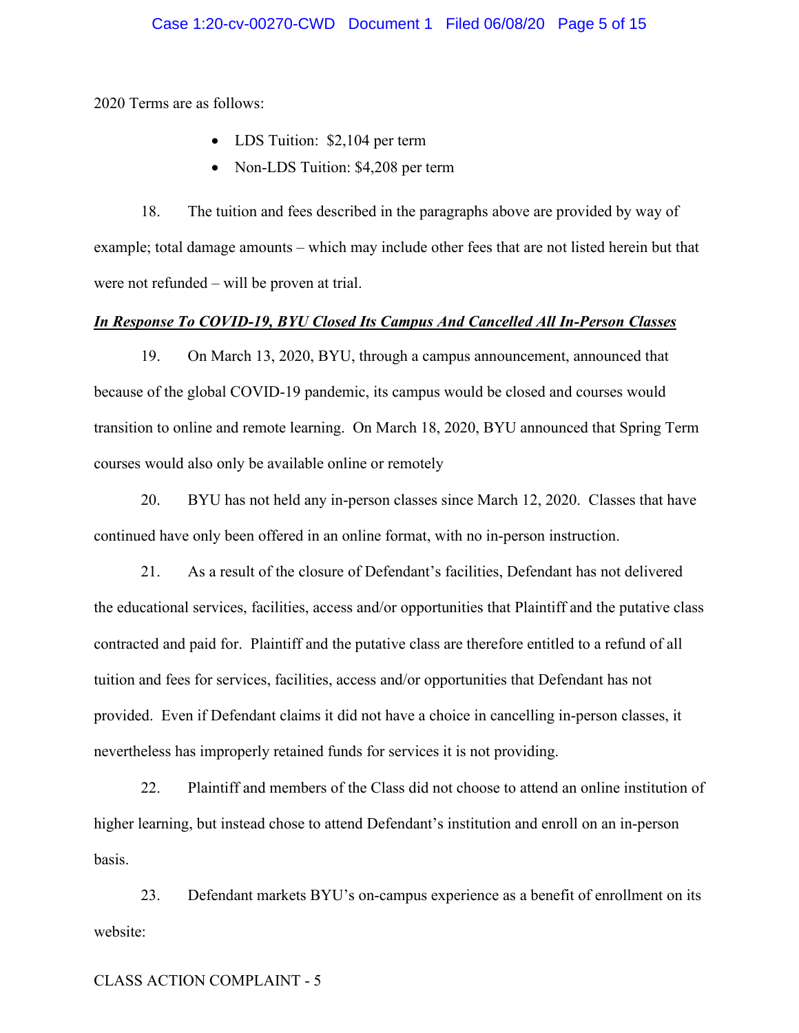2020 Terms are as follows:

- LDS Tuition: $2,104 per term
- Non-LDS Tuition: $4,208 per term

18. The tuition and fees described in the paragraphs above are provided by way of example; total damage amounts – which may include other fees that are not listed herein but that were not refunded – will be proven at trial.

***In Response To COVID-19, BYU Closed Its Campus And Cancelled All In-Person Classes***

19. On March 13, 2020, BYU, through a campus announcement, announced that because of the global COVID-19 pandemic, its campus would be closed and courses would transition to online and remote learning. On March 18, 2020, BYU announced that Spring Term courses would also only be available online or remotely

20. BYU has not held any in-person classes since March 12, 2020. Classes that have continued have only been offered in an online format, with no in-person instruction.

21. As a result of the closure of Defendant's facilities, Defendant has not delivered the educational services, facilities, access and/or opportunities that Plaintiff and the putative class contracted and paid for. Plaintiff and the putative class are therefore entitled to a refund of all tuition and fees for services, facilities, access and/or opportunities that Defendant has not provided. Even if Defendant claims it did not have a choice in cancelling in-person classes, it nevertheless has improperly retained funds for services it is not providing.

22. Plaintiff and members of the Class did not choose to attend an online institution of higher learning, but instead chose to attend Defendant's institution and enroll on an in-person basis.

23. Defendant markets BYU's on-campus experience as a benefit of enrollment on its website: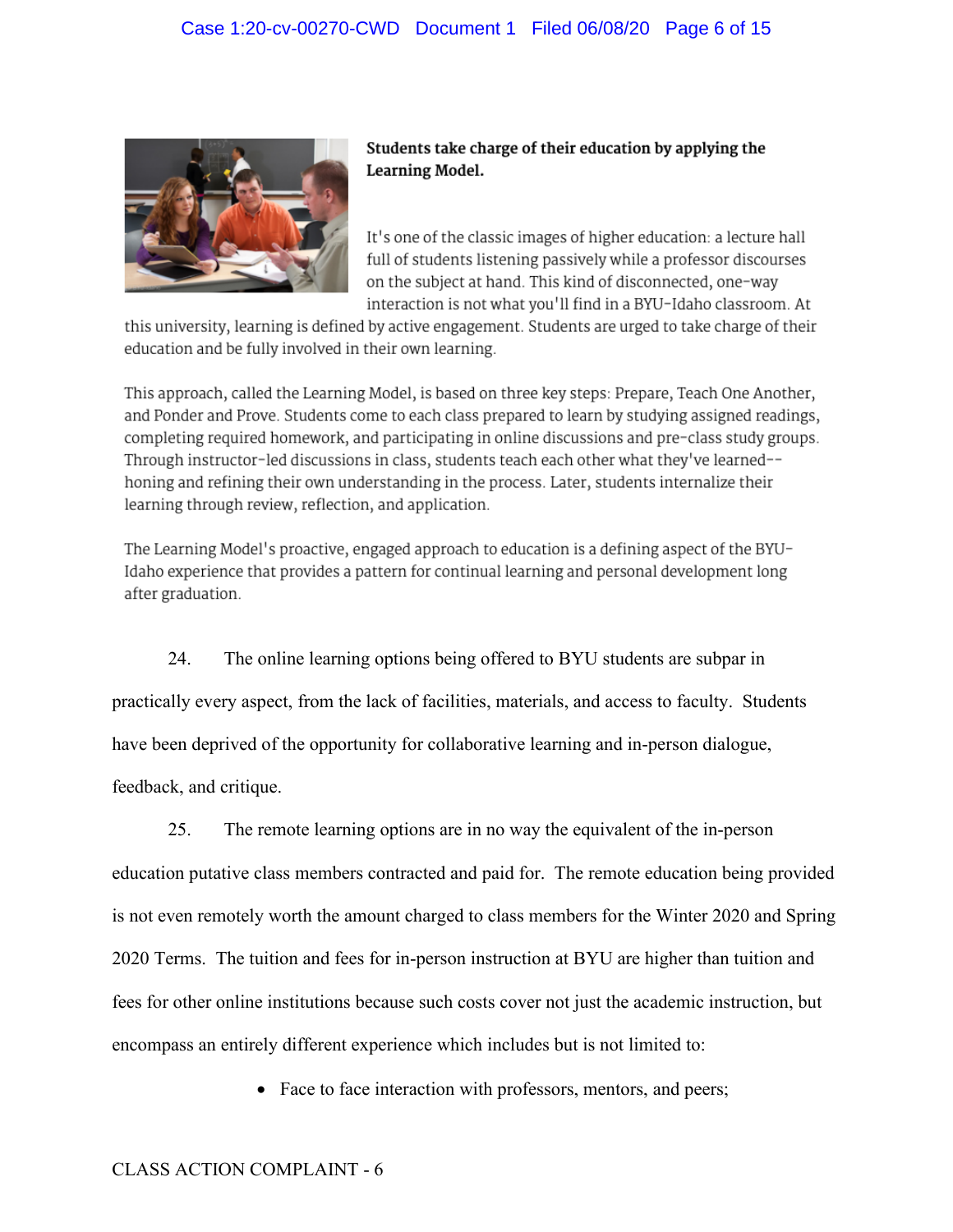**Students take charge of their education by applying the Learning Model.**

It's one of the classic images of higher education: a lecture hall full of students listening passively while a professor discourses on the subject at hand. This kind of disconnected, one-way interaction is not what you'll find in a BYU-Idaho classroom. At this university, learning is defined by active engagement. Students are urged to take charge of their education and be fully involved in their own learning.

This approach, called the Learning Model, is based on three key steps: Prepare, Teach One Another, and Ponder and Prove. Students come to each class prepared to learn by studying assigned readings, completing required homework, and participating in online discussions and pre-class study groups. Through instructor-led discussions in class, students teach each other what they've learned--honing and refining their own understanding in the process. Later, students internalize their learning through review, reflection, and application.

The Learning Model's proactive, engaged approach to education is a defining aspect of the BYU-Idaho experience that provides a pattern for continual learning and personal development long after graduation.

24. The online learning options being offered to BYU students are subpar in practically every aspect, from the lack of facilities, materials, and access to faculty. Students have been deprived of the opportunity for collaborative learning and in-person dialogue, feedback, and critique.

25. The remote learning options are in no way the equivalent of the in-person education putative class members contracted and paid for. The remote education being provided is not even remotely worth the amount charged to class members for the Winter 2020 and Spring 2020 Terms. The tuition and fees for in-person instruction at BYU are higher than tuition and fees for other online institutions because such costs cover not just the academic instruction, but encompass an entirely different experience which includes but is not limited to:

- Face to face interaction with professors, mentors, and peers;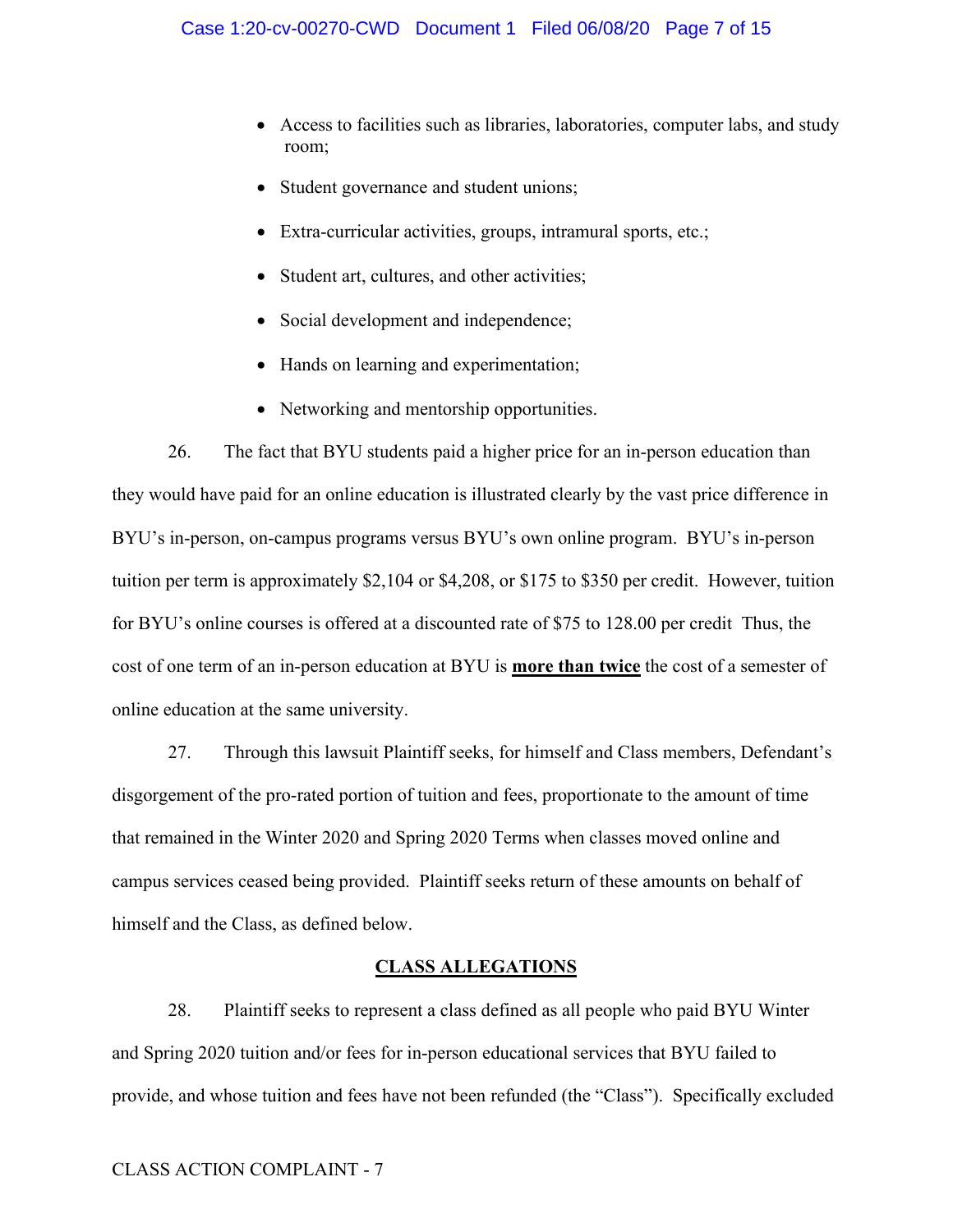- Access to facilities such as libraries, laboratories, computer labs, and study room;
- Student governance and student unions;
- Extra-curricular activities, groups, intramural sports, etc.;
- Student art, cultures, and other activities;
- Social development and independence;
- Hands on learning and experimentation;
- Networking and mentorship opportunities.

26. The fact that BYU students paid a higher price for an in-person education than they would have paid for an online education is illustrated clearly by the vast price difference in BYU's in-person, on-campus programs versus BYU's own online program. BYU's in-person tuition per term is approximately $2,104 or $4,208, or $175 to $350 per credit. However, tuition for BYU's online courses is offered at a discounted rate of $75 to 128.00 per credit Thus, the cost of one term of an in-person education at BYU is **<u>more than twice</u>** the cost of a semester of online education at the same university.

27. Through this lawsuit Plaintiff seeks, for himself and Class members, Defendant's disgorgement of the pro-rated portion of tuition and fees, proportionate to the amount of time that remained in the Winter 2020 and Spring 2020 Terms when classes moved online and campus services ceased being provided. Plaintiff seeks return of these amounts on behalf of himself and the Class, as defined below.

## <u>CLASS ALLEGATIONS</u>

28. Plaintiff seeks to represent a class defined as all people who paid BYU Winter and Spring 2020 tuition and/or fees for in-person educational services that BYU failed to provide, and whose tuition and fees have not been refunded (the "Class"). Specifically excluded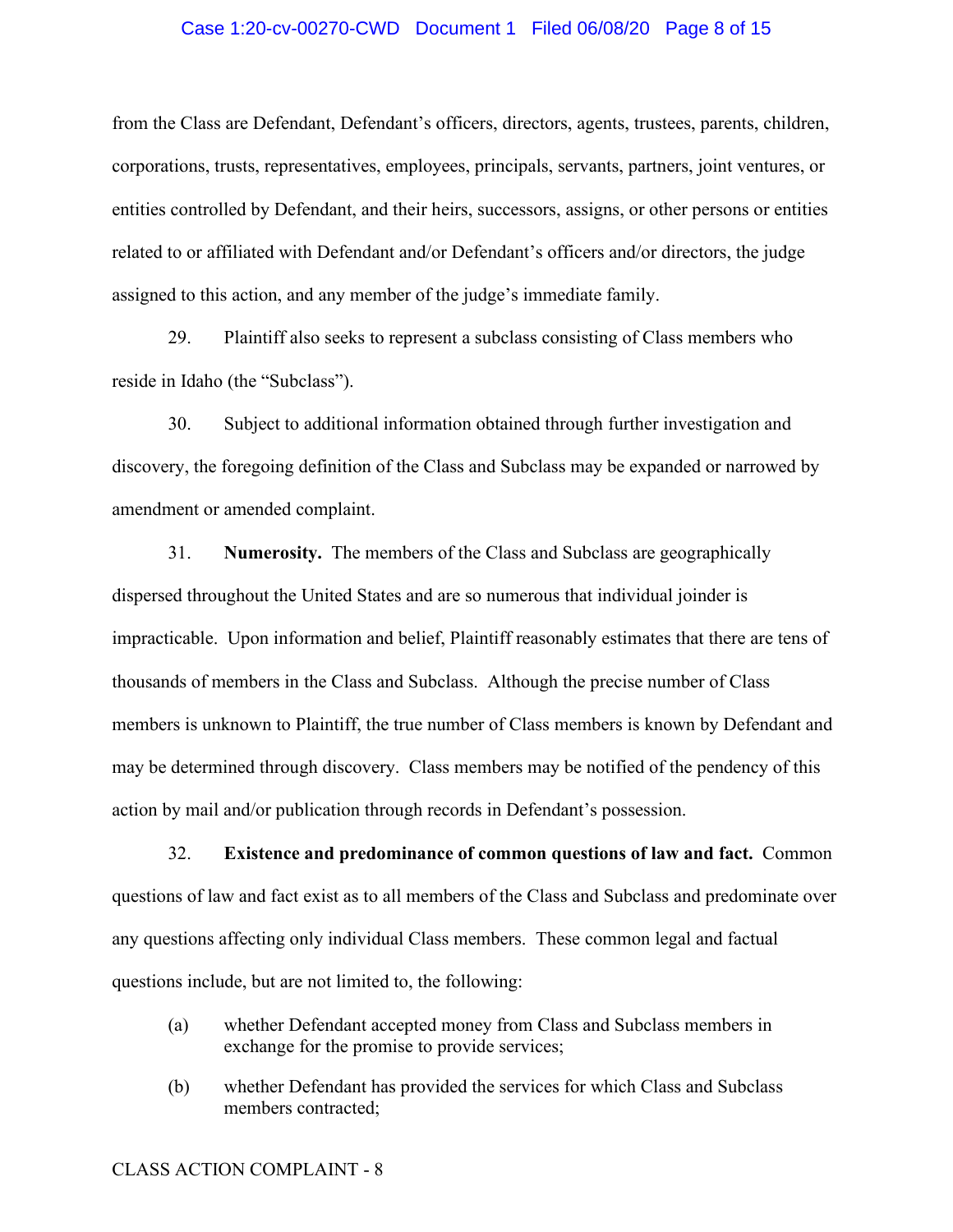from the Class are Defendant, Defendant's officers, directors, agents, trustees, parents, children, corporations, trusts, representatives, employees, principals, servants, partners, joint ventures, or entities controlled by Defendant, and their heirs, successors, assigns, or other persons or entities related to or affiliated with Defendant and/or Defendant's officers and/or directors, the judge assigned to this action, and any member of the judge's immediate family.

29. Plaintiff also seeks to represent a subclass consisting of Class members who reside in Idaho (the "Subclass").

30. Subject to additional information obtained through further investigation and discovery, the foregoing definition of the Class and Subclass may be expanded or narrowed by amendment or amended complaint.

31. **Numerosity.** The members of the Class and Subclass are geographically dispersed throughout the United States and are so numerous that individual joinder is impracticable. Upon information and belief, Plaintiff reasonably estimates that there are tens of thousands of members in the Class and Subclass. Although the precise number of Class members is unknown to Plaintiff, the true number of Class members is known by Defendant and may be determined through discovery. Class members may be notified of the pendency of this action by mail and/or publication through records in Defendant's possession.

32. **Existence and predominance of common questions of law and fact.** Common questions of law and fact exist as to all members of the Class and Subclass and predominate over any questions affecting only individual Class members. These common legal and factual questions include, but are not limited to, the following:

(a) whether Defendant accepted money from Class and Subclass members in exchange for the promise to provide services;

(b) whether Defendant has provided the services for which Class and Subclass members contracted;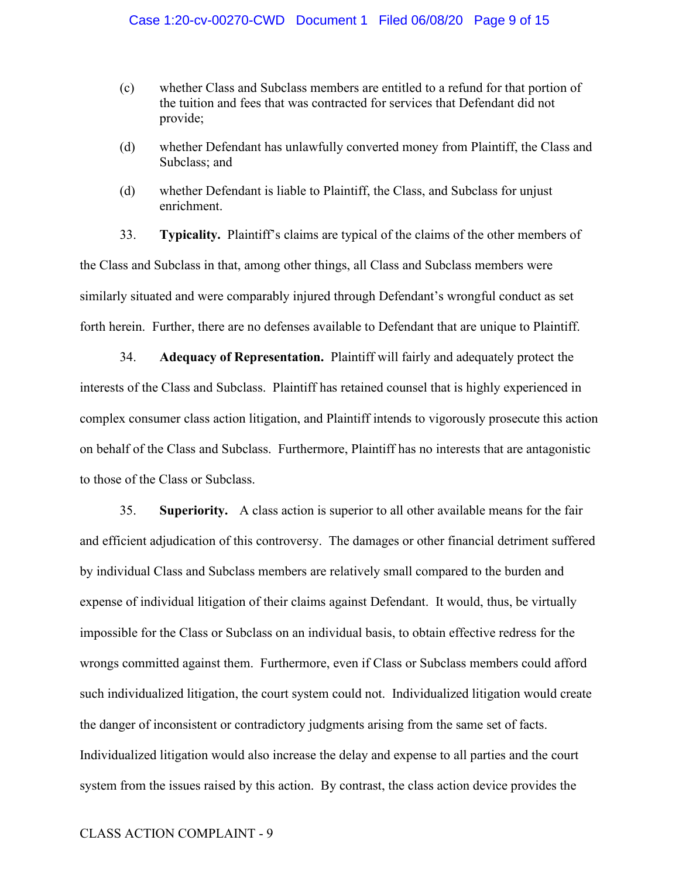(c) whether Class and Subclass members are entitled to a refund for that portion of the tuition and fees that was contracted for services that Defendant did not provide;

(d) whether Defendant has unlawfully converted money from Plaintiff, the Class and Subclass; and

(d) whether Defendant is liable to Plaintiff, the Class, and Subclass for unjust enrichment.

33. **Typicality.** Plaintiff's claims are typical of the claims of the other members of the Class and Subclass in that, among other things, all Class and Subclass members were similarly situated and were comparably injured through Defendant's wrongful conduct as set forth herein. Further, there are no defenses available to Defendant that are unique to Plaintiff.

34. **Adequacy of Representation.** Plaintiff will fairly and adequately protect the interests of the Class and Subclass. Plaintiff has retained counsel that is highly experienced in complex consumer class action litigation, and Plaintiff intends to vigorously prosecute this action on behalf of the Class and Subclass. Furthermore, Plaintiff has no interests that are antagonistic to those of the Class or Subclass.

35. **Superiority.** A class action is superior to all other available means for the fair and efficient adjudication of this controversy. The damages or other financial detriment suffered by individual Class and Subclass members are relatively small compared to the burden and expense of individual litigation of their claims against Defendant. It would, thus, be virtually impossible for the Class or Subclass on an individual basis, to obtain effective redress for the wrongs committed against them. Furthermore, even if Class or Subclass members could afford such individualized litigation, the court system could not. Individualized litigation would create the danger of inconsistent or contradictory judgments arising from the same set of facts. Individualized litigation would also increase the delay and expense to all parties and the court system from the issues raised by this action. By contrast, the class action device provides the

CLASS ACTION COMPLAINT - 9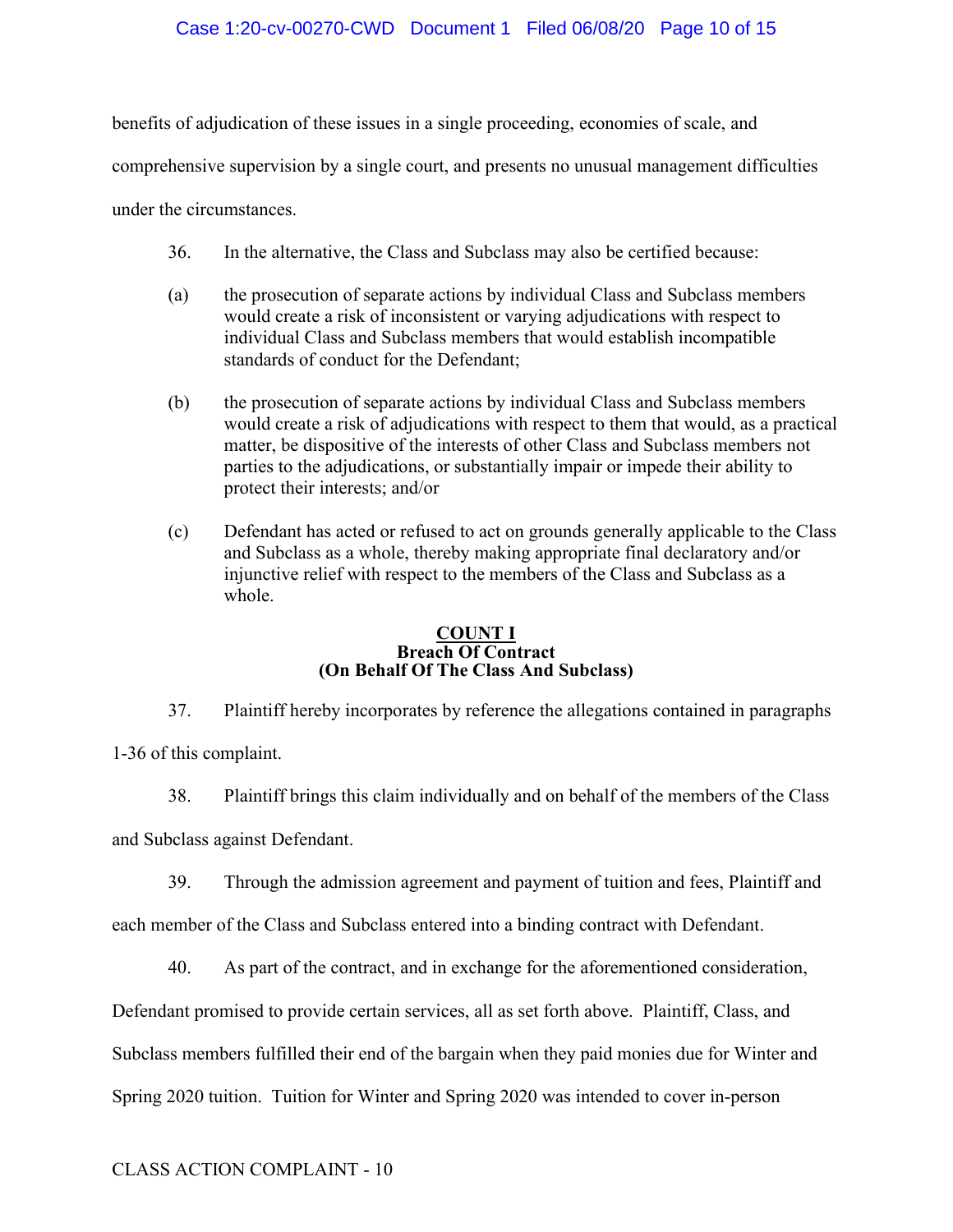benefits of adjudication of these issues in a single proceeding, economies of scale, and comprehensive supervision by a single court, and presents no unusual management difficulties under the circumstances.

36. In the alternative, the Class and Subclass may also be certified because:

(a) the prosecution of separate actions by individual Class and Subclass members would create a risk of inconsistent or varying adjudications with respect to individual Class and Subclass members that would establish incompatible standards of conduct for the Defendant;

(b) the prosecution of separate actions by individual Class and Subclass members would create a risk of adjudications with respect to them that would, as a practical matter, be dispositive of the interests of other Class and Subclass members not parties to the adjudications, or substantially impair or impede their ability to protect their interests; and/or

(c) Defendant has acted or refused to act on grounds generally applicable to the Class and Subclass as a whole, thereby making appropriate final declaratory and/or injunctive relief with respect to the members of the Class and Subclass as a whole.

## COUNT I
### Breach Of Contract
### (On Behalf Of The Class And Subclass)

37. Plaintiff hereby incorporates by reference the allegations contained in paragraphs 1-36 of this complaint.

38. Plaintiff brings this claim individually and on behalf of the members of the Class and Subclass against Defendant.

39. Through the admission agreement and payment of tuition and fees, Plaintiff and each member of the Class and Subclass entered into a binding contract with Defendant.

40. As part of the contract, and in exchange for the aforementioned consideration, Defendant promised to provide certain services, all as set forth above. Plaintiff, Class, and Subclass members fulfilled their end of the bargain when they paid monies due for Winter and Spring 2020 tuition. Tuition for Winter and Spring 2020 was intended to cover in-person

CLASS ACTION COMPLAINT - 10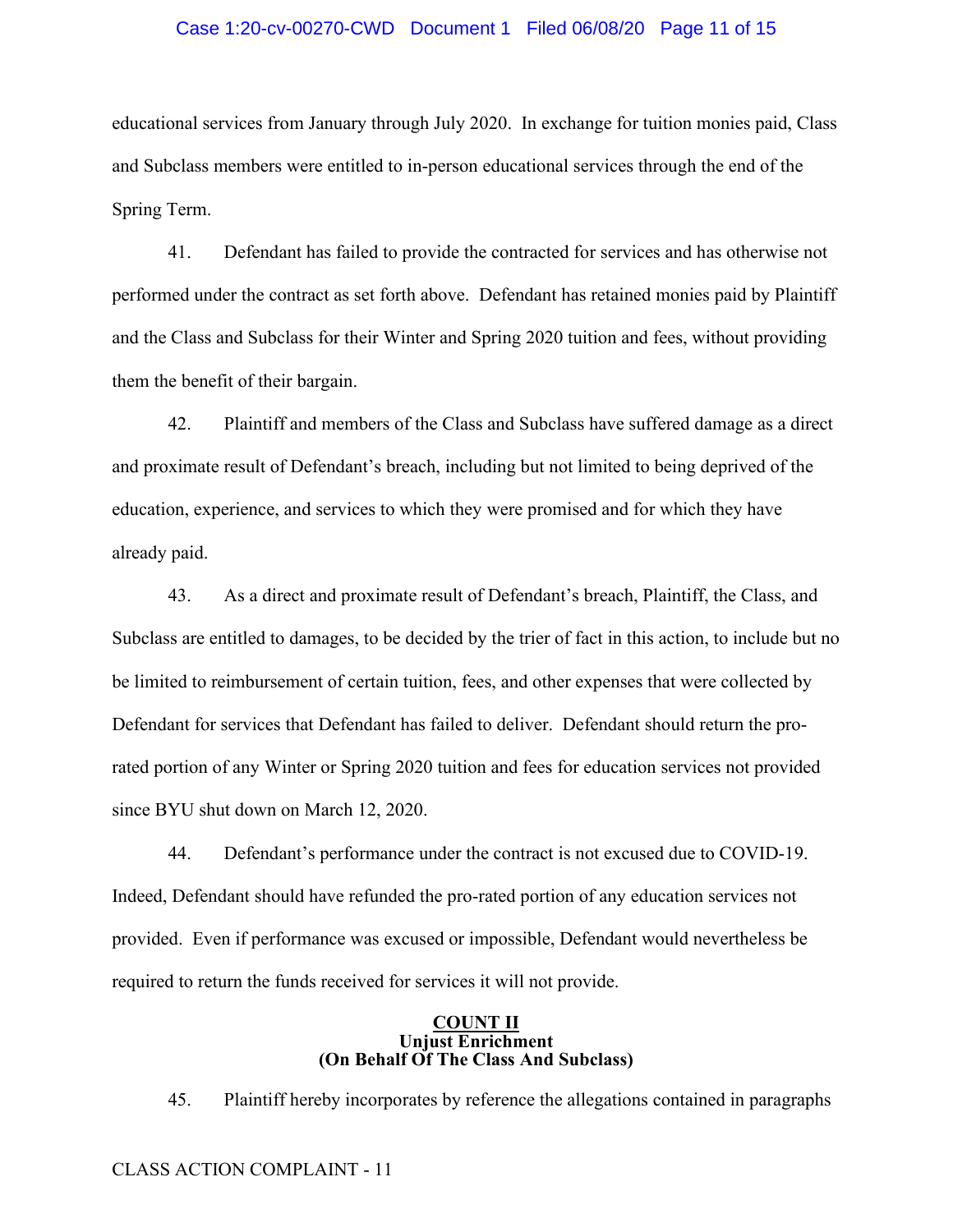educational services from January through July 2020. In exchange for tuition monies paid, Class and Subclass members were entitled to in-person educational services through the end of the Spring Term.

41. Defendant has failed to provide the contracted for services and has otherwise not performed under the contract as set forth above. Defendant has retained monies paid by Plaintiff and the Class and Subclass for their Winter and Spring 2020 tuition and fees, without providing them the benefit of their bargain.

42. Plaintiff and members of the Class and Subclass have suffered damage as a direct and proximate result of Defendant's breach, including but not limited to being deprived of the education, experience, and services to which they were promised and for which they have already paid.

43. As a direct and proximate result of Defendant's breach, Plaintiff, the Class, and Subclass are entitled to damages, to be decided by the trier of fact in this action, to include but no be limited to reimbursement of certain tuition, fees, and other expenses that were collected by Defendant for services that Defendant has failed to deliver. Defendant should return the pro-rated portion of any Winter or Spring 2020 tuition and fees for education services not provided since BYU shut down on March 12, 2020.

44. Defendant's performance under the contract is not excused due to COVID-19. Indeed, Defendant should have refunded the pro-rated portion of any education services not provided. Even if performance was excused or impossible, Defendant would nevertheless be required to return the funds received for services it will not provide.

## COUNT II
## Unjust Enrichment
## (On Behalf Of The Class And Subclass)

45. Plaintiff hereby incorporates by reference the allegations contained in paragraphs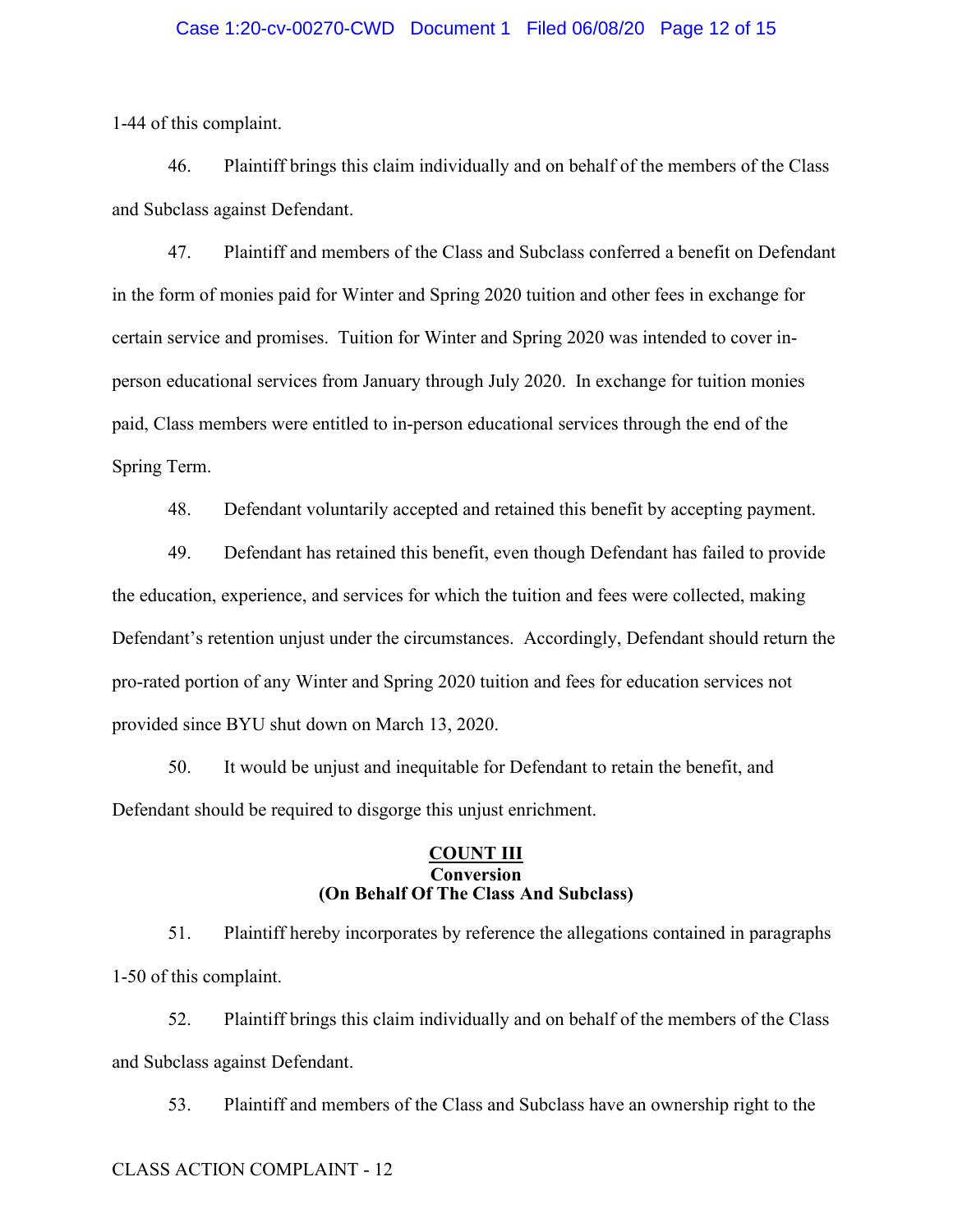1-44 of this complaint.

46. Plaintiff brings this claim individually and on behalf of the members of the Class and Subclass against Defendant.

47. Plaintiff and members of the Class and Subclass conferred a benefit on Defendant in the form of monies paid for Winter and Spring 2020 tuition and other fees in exchange for certain service and promises. Tuition for Winter and Spring 2020 was intended to cover in-person educational services from January through July 2020. In exchange for tuition monies paid, Class members were entitled to in-person educational services through the end of the Spring Term.

48. Defendant voluntarily accepted and retained this benefit by accepting payment.

49. Defendant has retained this benefit, even though Defendant has failed to provide the education, experience, and services for which the tuition and fees were collected, making Defendant's retention unjust under the circumstances. Accordingly, Defendant should return the pro-rated portion of any Winter and Spring 2020 tuition and fees for education services not provided since BYU shut down on March 13, 2020.

50. It would be unjust and inequitable for Defendant to retain the benefit, and Defendant should be required to disgorge this unjust enrichment.

**COUNT III**
**Conversion**
**(On Behalf Of The Class And Subclass)**

51. Plaintiff hereby incorporates by reference the allegations contained in paragraphs 1-50 of this complaint.

52. Plaintiff brings this claim individually and on behalf of the members of the Class and Subclass against Defendant.

53. Plaintiff and members of the Class and Subclass have an ownership right to the

CLASS ACTION COMPLAINT - 12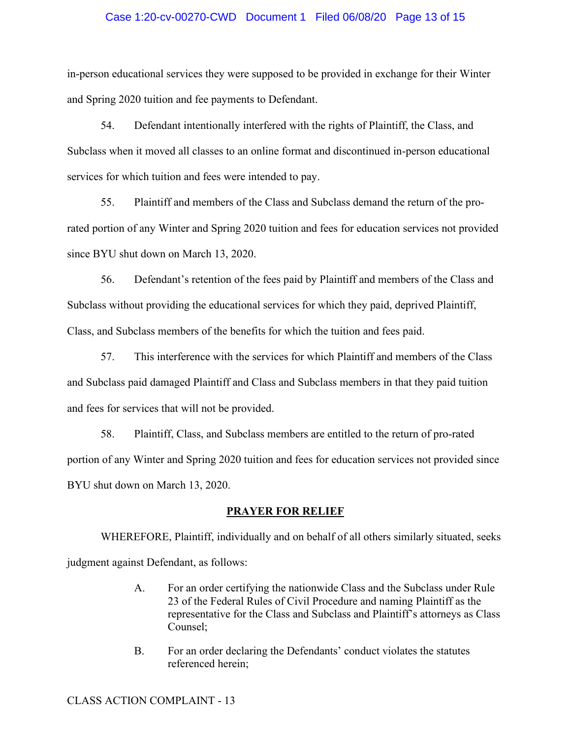in-person educational services they were supposed to be provided in exchange for their Winter and Spring 2020 tuition and fee payments to Defendant.

54. Defendant intentionally interfered with the rights of Plaintiff, the Class, and Subclass when it moved all classes to an online format and discontinued in-person educational services for which tuition and fees were intended to pay.

55. Plaintiff and members of the Class and Subclass demand the return of the pro-rated portion of any Winter and Spring 2020 tuition and fees for education services not provided since BYU shut down on March 13, 2020.

56. Defendant's retention of the fees paid by Plaintiff and members of the Class and Subclass without providing the educational services for which they paid, deprived Plaintiff, Class, and Subclass members of the benefits for which the tuition and fees paid.

57. This interference with the services for which Plaintiff and members of the Class and Subclass paid damaged Plaintiff and Class and Subclass members in that they paid tuition and fees for services that will not be provided.

58. Plaintiff, Class, and Subclass members are entitled to the return of pro-rated portion of any Winter and Spring 2020 tuition and fees for education services not provided since BYU shut down on March 13, 2020.

## PRAYER FOR RELIEF

WHEREFORE, Plaintiff, individually and on behalf of all others similarly situated, seeks judgment against Defendant, as follows:

A. For an order certifying the nationwide Class and the Subclass under Rule 23 of the Federal Rules of Civil Procedure and naming Plaintiff as the representative for the Class and Subclass and Plaintiff's attorneys as Class Counsel;

B. For an order declaring the Defendants' conduct violates the statutes referenced herein;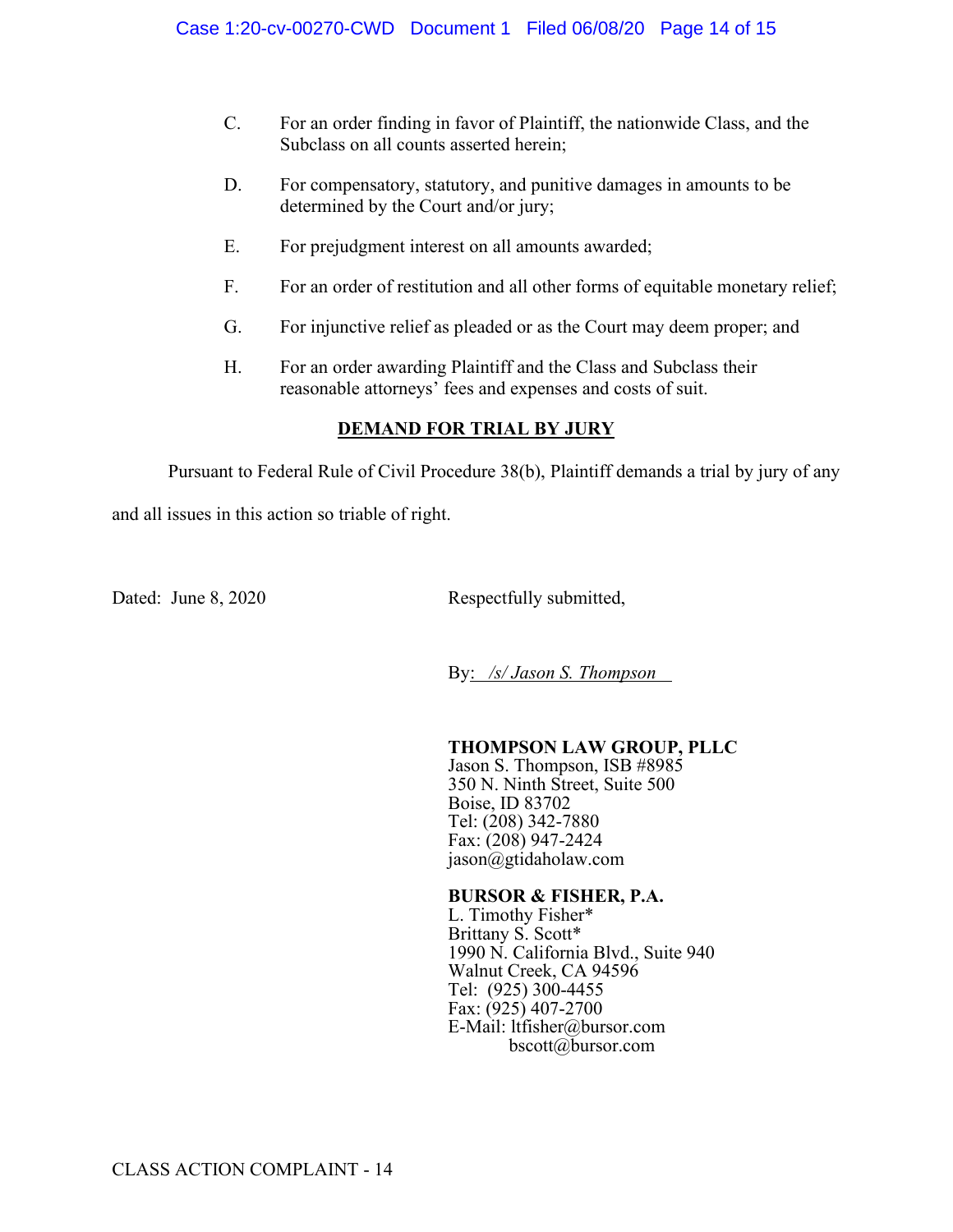C. For an order finding in favor of Plaintiff, the nationwide Class, and the Subclass on all counts asserted herein;

D. For compensatory, statutory, and punitive damages in amounts to be determined by the Court and/or jury;

E. For prejudgment interest on all amounts awarded;

F. For an order of restitution and all other forms of equitable monetary relief;

G. For injunctive relief as pleaded or as the Court may deem proper; and

H. For an order awarding Plaintiff and the Class and Subclass their reasonable attorneys' fees and expenses and costs of suit.

**DEMAND FOR TRIAL BY JURY**

Pursuant to Federal Rule of Civil Procedure 38(b), Plaintiff demands a trial by jury of any and all issues in this action so triable of right.

Dated: June 8, 2020

Respectfully submitted,

By: */s/ Jason S. Thompson*

**THOMPSON LAW GROUP, PLLC**
Jason S. Thompson, ISB #8985
350 N. Ninth Street, Suite 500
Boise, ID 83702
Tel: (208) 342-7880
Fax: (208) 947-2424
jason@gtidaholaw.com

**BURSOR & FISHER, P.A.**
L. Timothy Fisher*
Brittany S. Scott*
1990 N. California Blvd., Suite 940
Walnut Creek, CA 94596
Tel: (925) 300-4455
Fax: (925) 407-2700
E-Mail: ltfisher@bursor.com
bscott@bursor.com

CLASS ACTION COMPLAINT - 14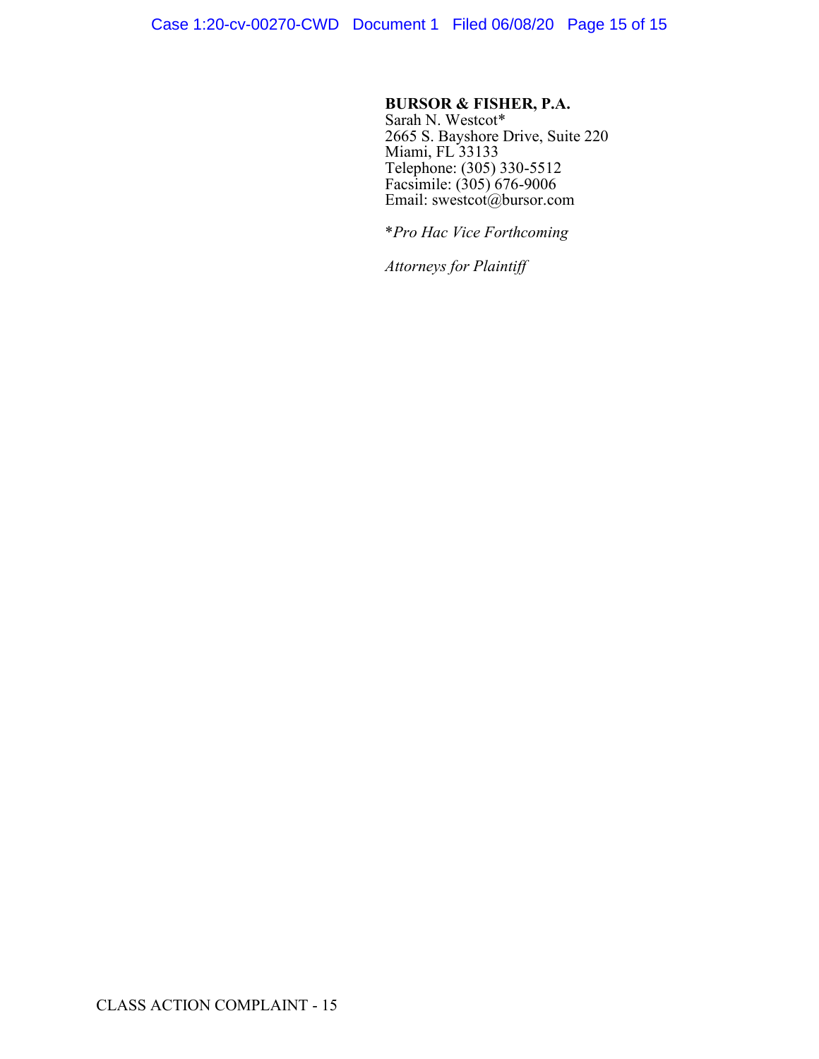**BURSOR & FISHER, P.A.**
Sarah N. Westcot*
2665 S. Bayshore Drive, Suite 220
Miami, FL 33133
Telephone: (305) 330-5512
Facsimile: (305) 676-9006
Email: swestcot@bursor.com

**Pro Hac Vice Forthcoming*

*Attorneys for Plaintiff*